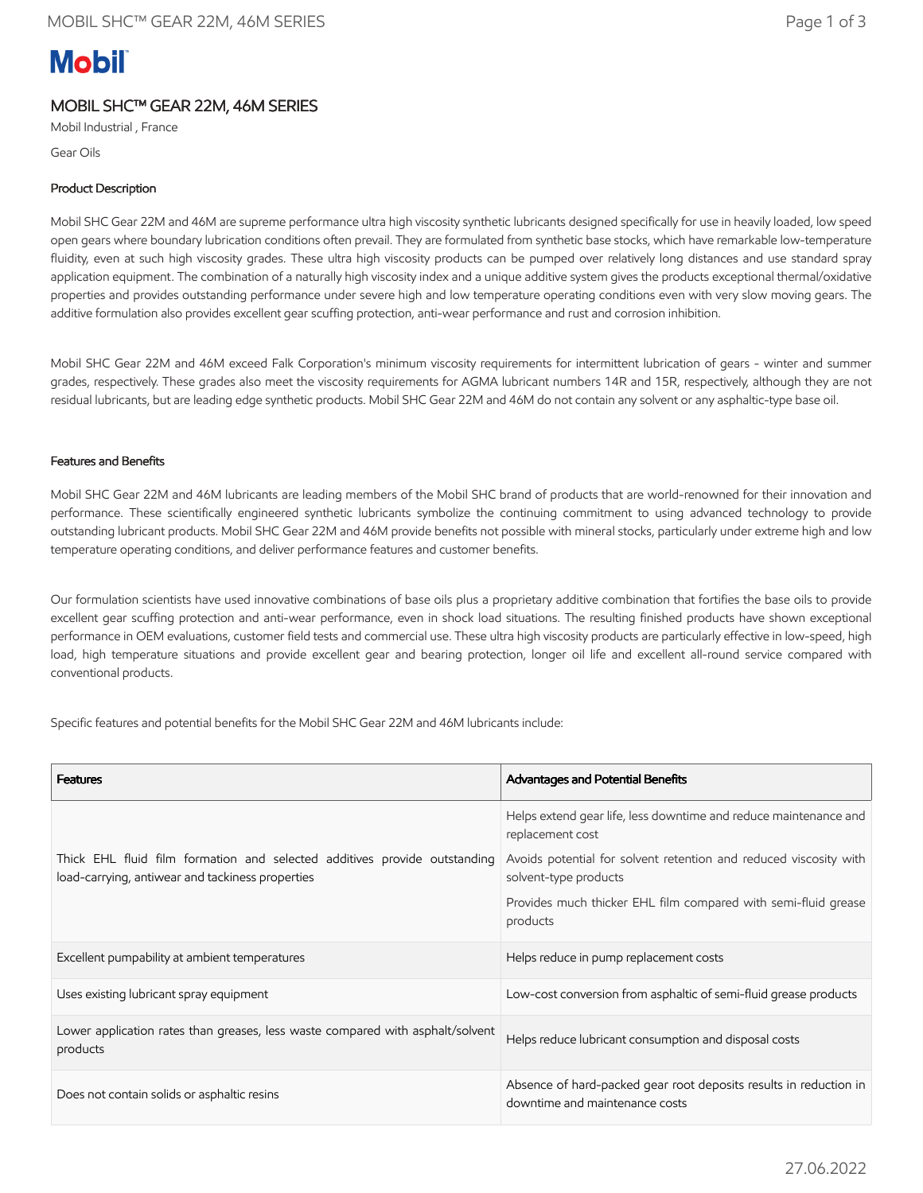Mobil

# MOBIL SHC™ GEAR 22M, 46M SERIES

Mobil Industrial , France

Gear Oils

## Product Description

Mobil SHC Gear 22M and 46M are supreme performance ultra high viscosity synthetic lubricants designed specifically for use in heavily loaded, low speed open gears where boundary lubrication conditions often prevail. They are formulated from synthetic base stocks, which have remarkable low-temperature fluidity, even at such high viscosity grades. These ultra high viscosity products can be pumped over relatively long distances and use standard spray application equipment. The combination of a naturally high viscosity index and a unique additive system gives the products exceptional thermal/oxidative properties and provides outstanding performance under severe high and low temperature operating conditions even with very slow moving gears. The additive formulation also provides excellent gear scuffing protection, anti-wear performance and rust and corrosion inhibition.

Mobil SHC Gear 22M and 46M exceed Falk Corporation's minimum viscosity requirements for intermittent lubrication of gears - winter and summer grades, respectively. These grades also meet the viscosity requirements for AGMA lubricant numbers 14R and 15R, respectively, although they are not residual lubricants, but are leading edge synthetic products. Mobil SHC Gear 22M and 46M do not contain any solvent or any asphaltic-type base oil.

## Features and Benefits

Mobil SHC Gear 22M and 46M lubricants are leading members of the Mobil SHC brand of products that are world-renowned for their innovation and performance. These scientifically engineered synthetic lubricants symbolize the continuing commitment to using advanced technology to provide outstanding lubricant products. Mobil SHC Gear 22M and 46M provide benefits not possible with mineral stocks, particularly under extreme high and low temperature operating conditions, and deliver performance features and customer benefits.

Our formulation scientists have used innovative combinations of base oils plus a proprietary additive combination that fortifies the base oils to provide excellent gear scuffing protection and anti-wear performance, even in shock load situations. The resulting finished products have shown exceptional performance in OEM evaluations, customer field tests and commercial use. These ultra high viscosity products are particularly effective in low-speed, high load, high temperature situations and provide excellent gear and bearing protection, longer oil life and excellent all-round service compared with conventional products.

Specific features and potential benefits for the Mobil SHC Gear 22M and 46M lubricants include:

| Features | Advantages and Potential Benefits |
|---|---|
| Thick EHL fluid film formation and selected additives provide outstanding load-carrying, antiwear and tackiness properties | Helps extend gear life, less downtime and reduce maintenance and replacement cost<br>Avoids potential for solvent retention and reduced viscosity with solvent-type products<br>Provides much thicker EHL film compared with semi-fluid grease products |
| Excellent pumpability at ambient temperatures | Helps reduce in pump replacement costs |
| Uses existing lubricant spray equipment | Low-cost conversion from asphaltic of semi-fluid grease products |
| Lower application rates than greases, less waste compared with asphalt/solvent products | Helps reduce lubricant consumption and disposal costs |
| Does not contain solids or asphaltic resins | Absence of hard-packed gear root deposits results in reduction in downtime and maintenance costs |

27.06.2022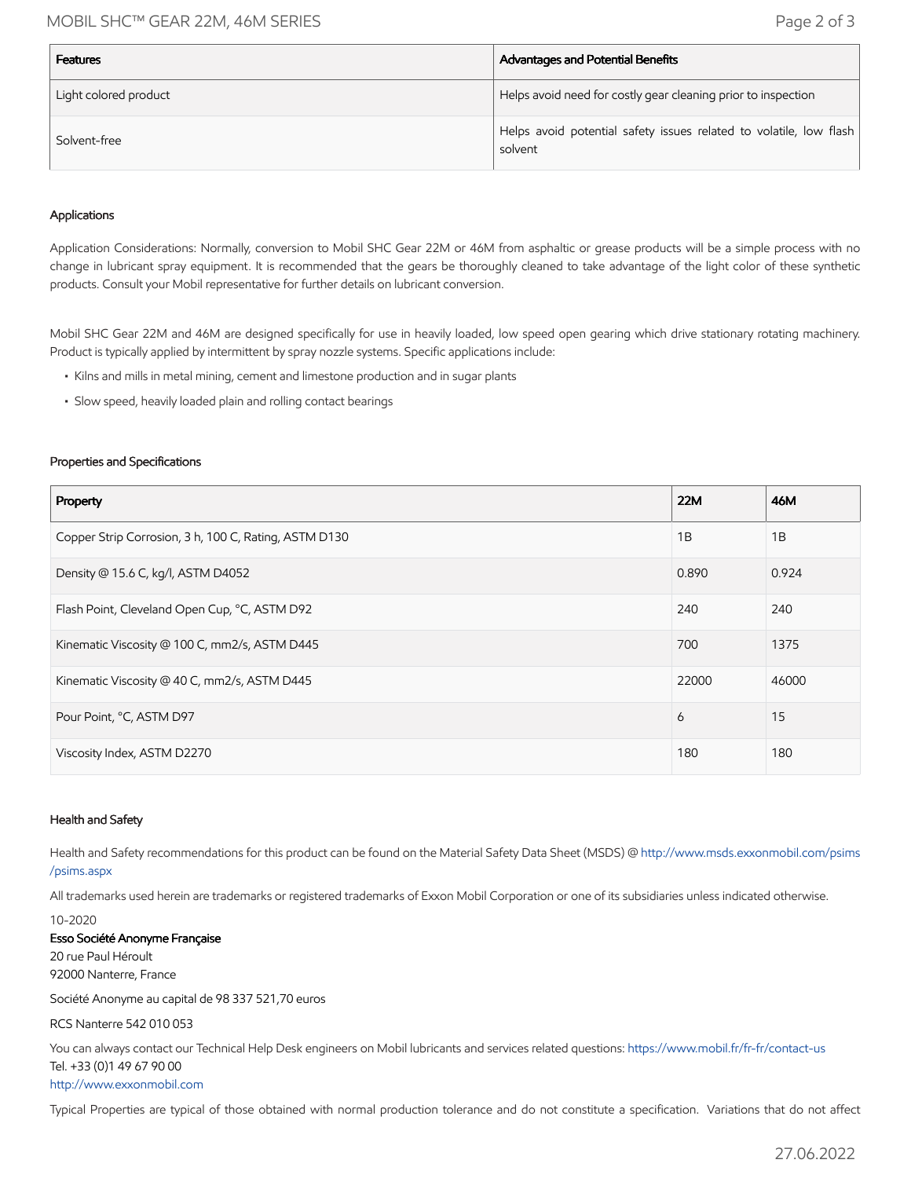| Features | Advantages and Potential Benefits |
| --- | --- |
| Light colored product | Helps avoid need for costly gear cleaning prior to inspection |
| Solvent-free | Helps avoid potential safety issues related to volatile, low flash solvent |

### Applications

Application Considerations: Normally, conversion to Mobil SHC Gear 22M or 46M from asphaltic or grease products will be a simple process with no change in lubricant spray equipment. It is recommended that the gears be thoroughly cleaned to take advantage of the light color of these synthetic products. Consult your Mobil representative for further details on lubricant conversion.

Mobil SHC Gear 22M and 46M are designed specifically for use in heavily loaded, low speed open gearing which drive stationary rotating machinery. Product is typically applied by intermittent by spray nozzle systems. Specific applications include:

- Kilns and mills in metal mining, cement and limestone production and in sugar plants
- Slow speed, heavily loaded plain and rolling contact bearings

### Properties and Specifications

| Property | 22M | 46M |
| --- | --- | --- |
| Copper Strip Corrosion, 3 h, 100 C, Rating, ASTM D130 | 1B | 1B |
| Density @ 15.6 C, kg/l, ASTM D4052 | 0.890 | 0.924 |
| Flash Point, Cleveland Open Cup, °C, ASTM D92 | 240 | 240 |
| Kinematic Viscosity @ 100 C, mm2/s, ASTM D445 | 700 | 1375 |
| Kinematic Viscosity @ 40 C, mm2/s, ASTM D445 | 22000 | 46000 |
| Pour Point, °C, ASTM D97 | 6 | 15 |
| Viscosity Index, ASTM D2270 | 180 | 180 |

### Health and Safety

Health and Safety recommendations for this product can be found on the Material Safety Data Sheet (MSDS) @ http://www.msds.exxonmobil.com/psims/psims.aspx

All trademarks used herein are trademarks or registered trademarks of Exxon Mobil Corporation or one of its subsidiaries unless indicated otherwise.

10-2020

**Esso Société Anonyme Française**
20 rue Paul Héroult
92000 Nanterre, France

Société Anonyme au capital de 98 337 521,70 euros

RCS Nanterre 542 010 053

You can always contact our Technical Help Desk engineers on Mobil lubricants and services related questions: https://www.mobil.fr/fr-fr/contact-us
Tel. +33 (0)1 49 67 90 00
http://www.exxonmobil.com

Typical Properties are typical of those obtained with normal production tolerance and do not constitute a specification. Variations that do not affect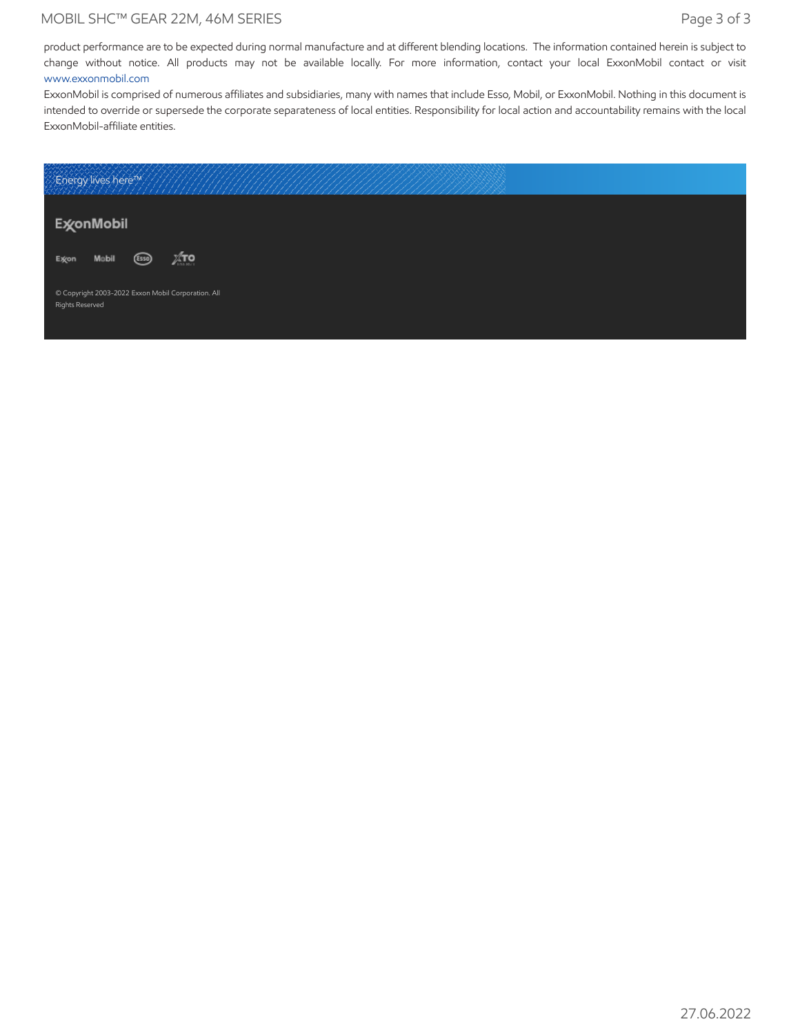product performance are to be expected during normal manufacture and at different blending locations. The information contained herein is subject to change without notice. All products may not be available locally. For more information, contact your local ExxonMobil contact or visit www.exxonmobil.com

ExxonMobil is comprised of numerous affiliates and subsidiaries, many with names that include Esso, Mobil, or ExxonMobil. Nothing in this document is intended to override or supersede the corporate separateness of local entities. Responsibility for local action and accountability remains with the local ExxonMobil-affiliate entities.

Energy lives here™

ExxonMobil

Exxon Mobil Esso XTO

© Copyright 2003-2022 Exxon Mobil Corporation. All Rights Reserved

27.06.2022